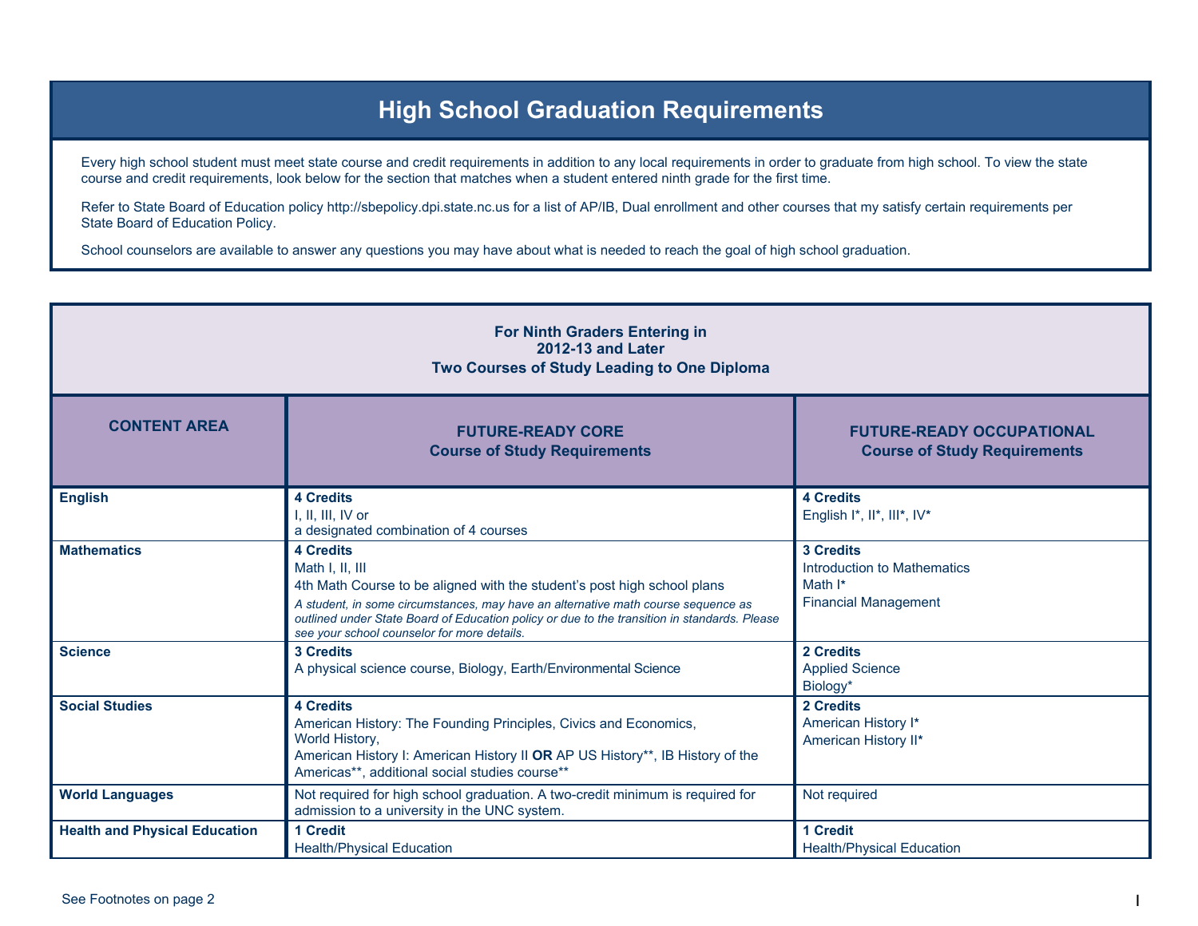# High School Graduation Requirements

Every high school student must meet state course and credit requirements in addition to any local requirements in order to graduate from high school. To view the state course and credit requirements, look below for the section that matches when a student entered ninth grade for the first time.

Refer to State Board of Education policy http://sbepolicy.dpi.state.nc.us for a list of AP/IB, Dual enrollment and other courses that my satisfy certain requirements per State Board of Education Policy.

School counselors are available to answer any questions you may have about what is needed to reach the goal of high school graduation.

**For Ninth Graders Entering in**
**2012-13 and Later**
**Two Courses of Study Leading to One Diploma**

| CONTENT AREA | FUTURE-READY CORE Course of Study Requirements | FUTURE-READY OCCUPATIONAL Course of Study Requirements |
|---|---|---|
| **English** | **4 Credits**<br>I, II, III, IV or<br>a designated combination of 4 courses | **4 Credits**<br>English I*, II*, III*, IV* |
| **Mathematics** | **4 Credits**<br>Math I, II, III<br>4th Math Course to be aligned with the student's post high school plans<br>*A student, in some circumstances, may have an alternative math course sequence as outlined under State Board of Education policy or due to the transition in standards. Please see your school counselor for more details.* | **3 Credits**<br>Introduction to Mathematics<br>Math I*<br>Financial Management |
| **Science** | **3 Credits**<br>A physical science course, Biology, Earth/Environmental Science | **2 Credits**<br>Applied Science<br>Biology* |
| **Social Studies** | **4 Credits**<br>American History: The Founding Principles, Civics and Economics,<br>World History,<br>American History I: American History II **OR** AP US History**, IB History of the Americas**, additional social studies course** | **2 Credits**<br>American History I*<br>American History II* |
| **World Languages** | Not required for high school graduation. A two-credit minimum is required for admission to a university in the UNC system. | Not required |
| **Health and Physical Education** | **1 Credit**<br>Health/Physical Education | **1 Credit**<br>Health/Physical Education |

See Footnotes on page 2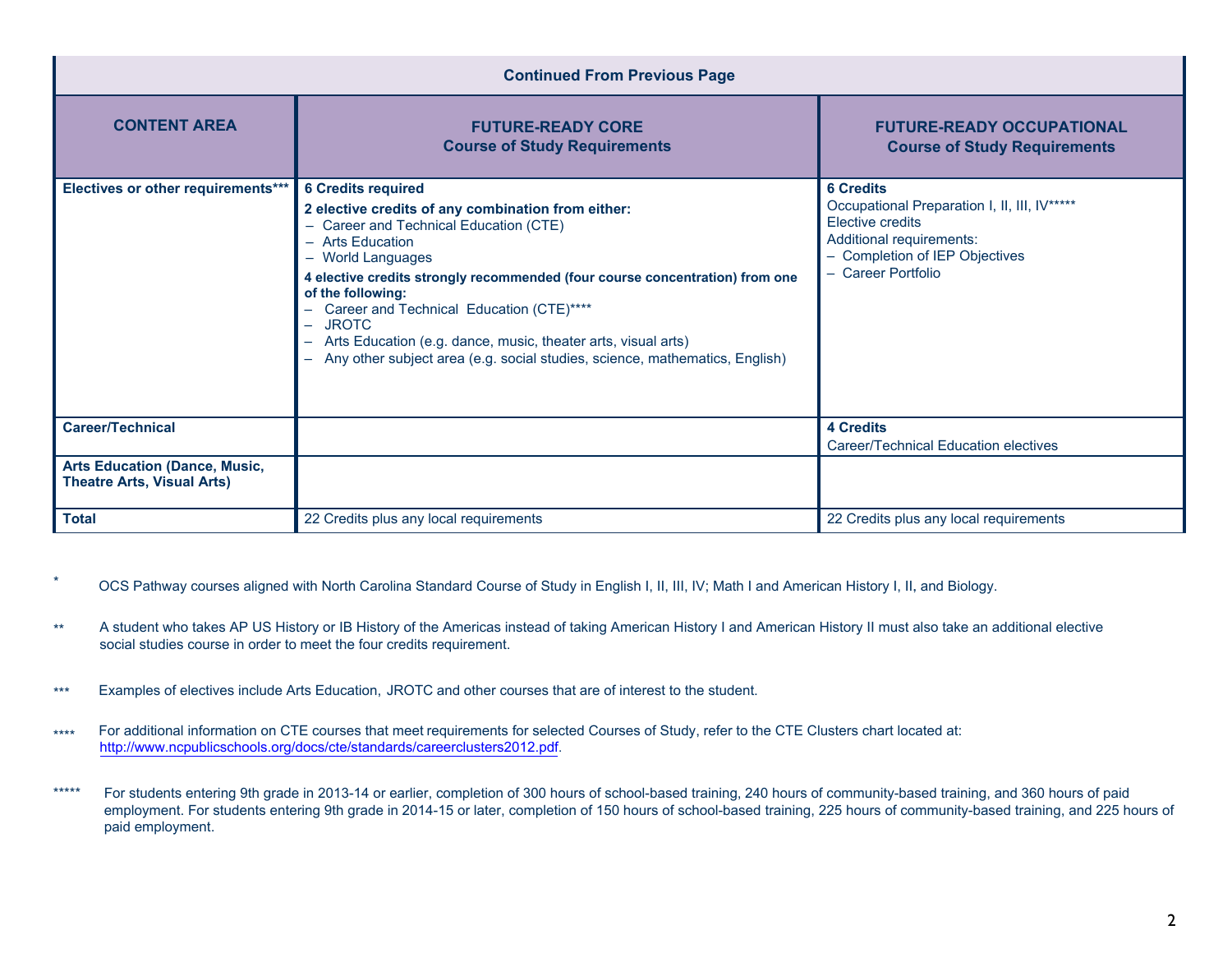| Continued From Previous Page | | |
|---|---|---|
| **CONTENT AREA** | **FUTURE-READY CORE Course of Study Requirements** | **FUTURE-READY OCCUPATIONAL Course of Study Requirements** |
| **Electives or other requirements*** ** | **6 Credits required**<br>**2 elective credits of any combination from either:**<br>– Career and Technical Education (CTE)<br>– Arts Education<br>– World Languages<br>**4 elective credits strongly recommended (four course concentration) from one of the following:**<br>– Career and Technical Education (CTE)****<br>– JROTC<br>– Arts Education (e.g. dance, music, theater arts, visual arts)<br>– Any other subject area (e.g. social studies, science, mathematics, English) | **6 Credits**<br>Occupational Preparation I, II, III, IV*****<br>Elective credits<br>Additional requirements:<br>– Completion of IEP Objectives<br>– Career Portfolio |
| **Career/Technical** | | **4 Credits**<br>Career/Technical Education electives |
| **Arts Education (Dance, Music, Theatre Arts, Visual Arts)** | | |
| **Total** | 22 Credits plus any local requirements | 22 Credits plus any local requirements |

\* OCS Pathway courses aligned with North Carolina Standard Course of Study in English I, II, III, IV; Math I and American History I, II, and Biology.

** A student who takes AP US History or IB History of the Americas instead of taking American History I and American History II must also take an additional elective social studies course in order to meet the four credits requirement.

*** Examples of electives include Arts Education, JROTC and other courses that are of interest to the student.

**** For additional information on CTE courses that meet requirements for selected Courses of Study, refer to the CTE Clusters chart located at: http://www.ncpublicschools.org/docs/cte/standards/careerclusters2012.pdf.

***** For students entering 9th grade in 2013-14 or earlier, completion of 300 hours of school-based training, 240 hours of community-based training, and 360 hours of paid employment. For students entering 9th grade in 2014-15 or later, completion of 150 hours of school-based training, 225 hours of community-based training, and 225 hours of paid employment.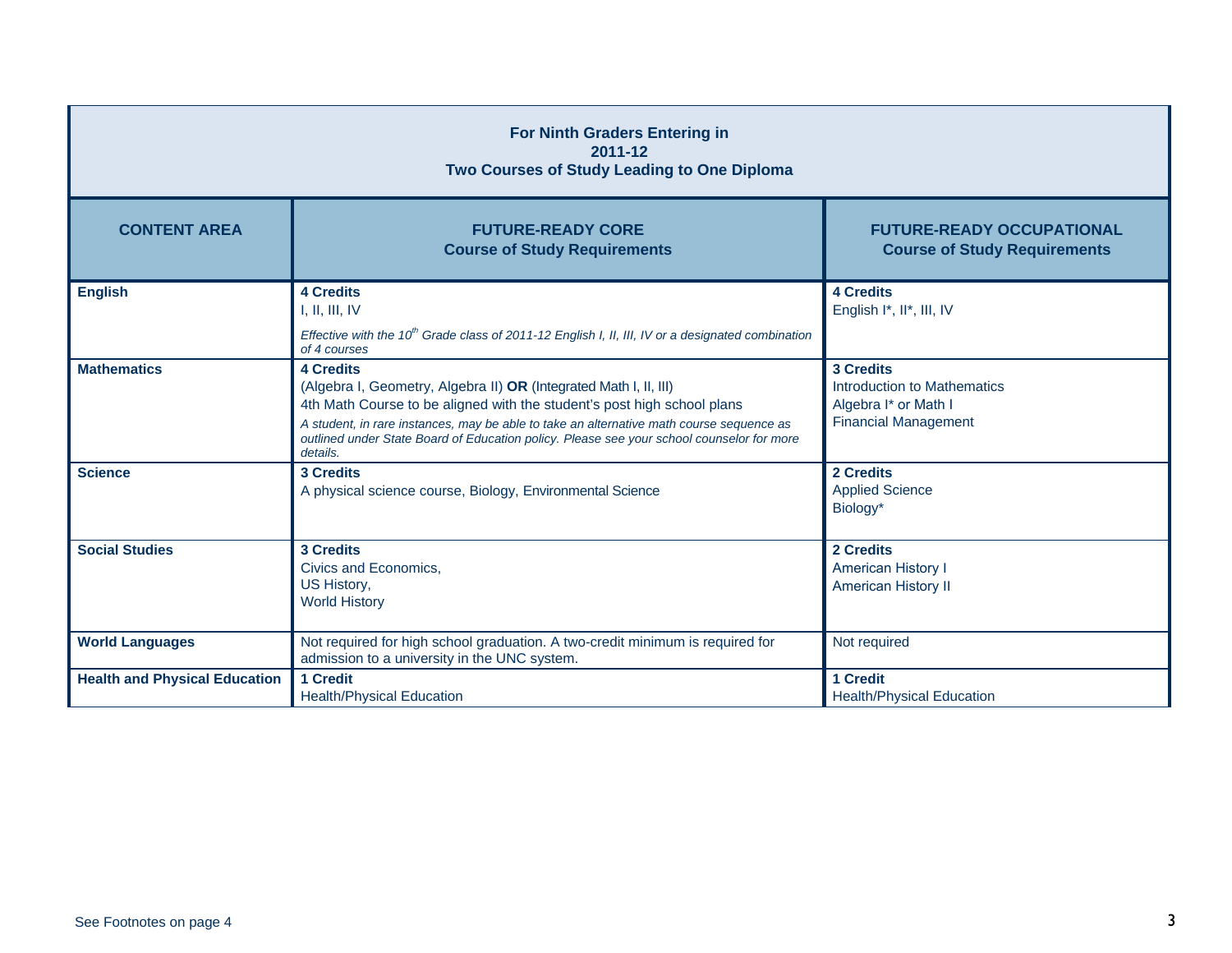| For Ninth Graders Entering in 2011-12 Two Courses of Study Leading to One Diploma | | |
|---|---|---|
| **CONTENT AREA** | **FUTURE-READY CORE Course of Study Requirements** | **FUTURE-READY OCCUPATIONAL Course of Study Requirements** |
| **English** | **4 Credits**<br>I, II, III, IV<br>*Effective with the 10th Grade class of 2011-12 English I, II, III, IV or a designated combination of 4 courses* | **4 Credits**<br>English I*, II*, III, IV |
| **Mathematics** | **4 Credits**<br>(Algebra I, Geometry, Algebra II) **OR** (Integrated Math I, II, III)<br>4th Math Course to be aligned with the student's post high school plans<br>*A student, in rare instances, may be able to take an alternative math course sequence as outlined under State Board of Education policy. Please see your school counselor for more details.* | **3 Credits**<br>Introduction to Mathematics<br>Algebra I* or Math I<br>Financial Management |
| **Science** | **3 Credits**<br>A physical science course, Biology, Environmental Science | **2 Credits**<br>Applied Science<br>Biology* |
| **Social Studies** | **3 Credits**<br>Civics and Economics,<br>US History,<br>World History | **2 Credits**<br>American History I<br>American History II |
| **World Languages** | Not required for high school graduation. A two-credit minimum is required for admission to a university in the UNC system. | Not required |
| **Health and Physical Education** | **1 Credit**<br>Health/Physical Education | **1 Credit**<br>Health/Physical Education |

See Footnotes on page 4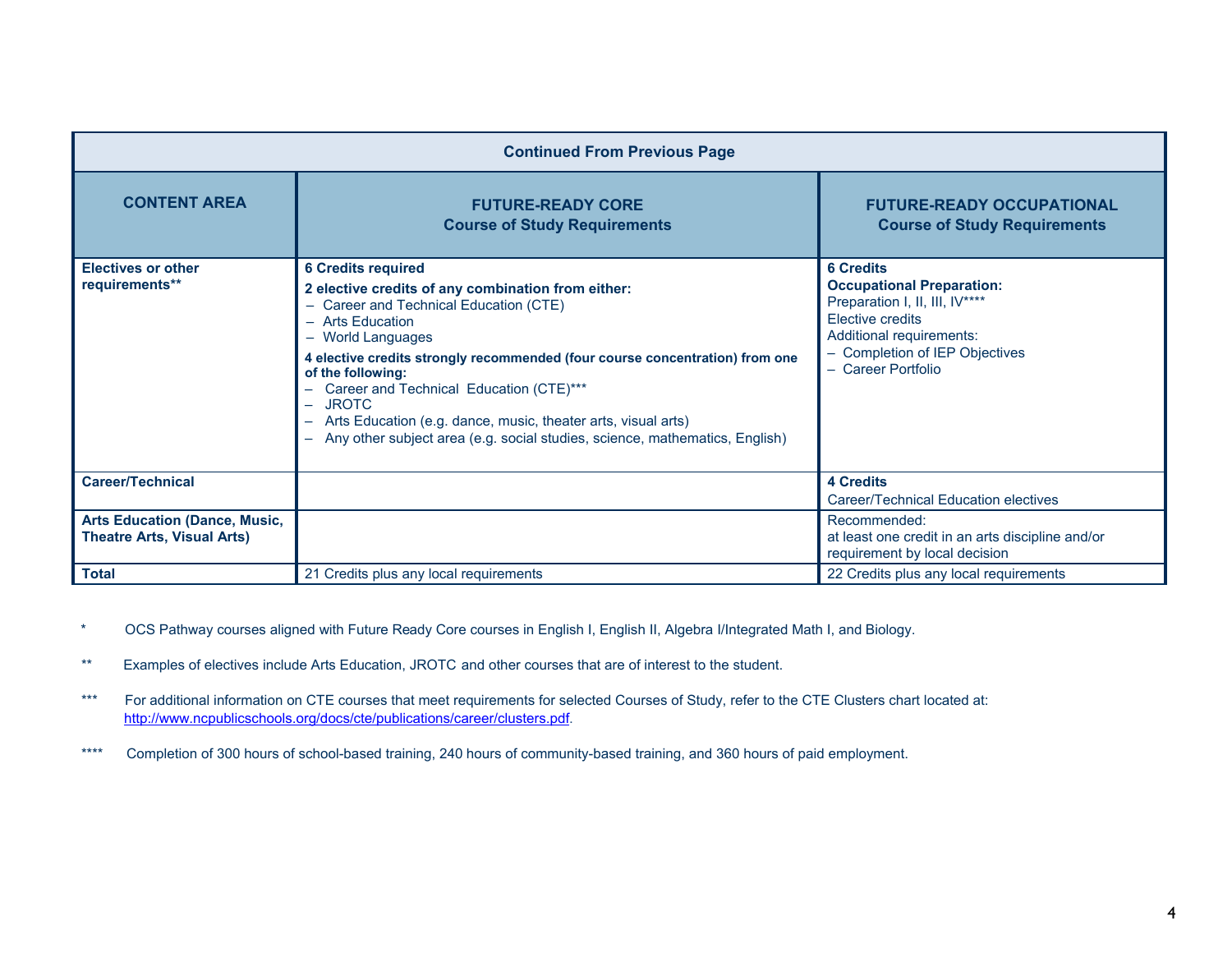| Continued From Previous Page | | |
|---|---|---|
| **CONTENT AREA** | **FUTURE-READY CORE**<br>**Course of Study Requirements** | **FUTURE-READY OCCUPATIONAL**<br>**Course of Study Requirements** |
| **Electives or other requirements**** | **6 Credits required**<br>**2 elective credits of any combination from either:**<br>– Career and Technical Education (CTE)<br>– Arts Education<br>– World Languages<br>**4 elective credits strongly recommended (four course concentration) from one of the following:**<br>– Career and Technical Education (CTE)***<br>– JROTC<br>– Arts Education (e.g. dance, music, theater arts, visual arts)<br>– Any other subject area (e.g. social studies, science, mathematics, English) | **6 Credits**<br>**Occupational Preparation:**<br>Preparation I, II, III, IV****<br>Elective credits<br>Additional requirements:<br>– Completion of IEP Objectives<br>– Career Portfolio |
| **Career/Technical** | | **4 Credits**<br>Career/Technical Education electives |
| **Arts Education (Dance, Music, Theatre Arts, Visual Arts)** | | Recommended:<br>at least one credit in an arts discipline and/or requirement by local decision |
| **Total** | 21 Credits plus any local requirements | 22 Credits plus any local requirements |

\* OCS Pathway courses aligned with Future Ready Core courses in English I, English II, Algebra I/Integrated Math I, and Biology.

** Examples of electives include Arts Education, JROTC and other courses that are of interest to the student.

*** For additional information on CTE courses that meet requirements for selected Courses of Study, refer to the CTE Clusters chart located at: http://www.ncpublicschools.org/docs/cte/publications/career/clusters.pdf.

**** Completion of 300 hours of school-based training, 240 hours of community-based training, and 360 hours of paid employment.